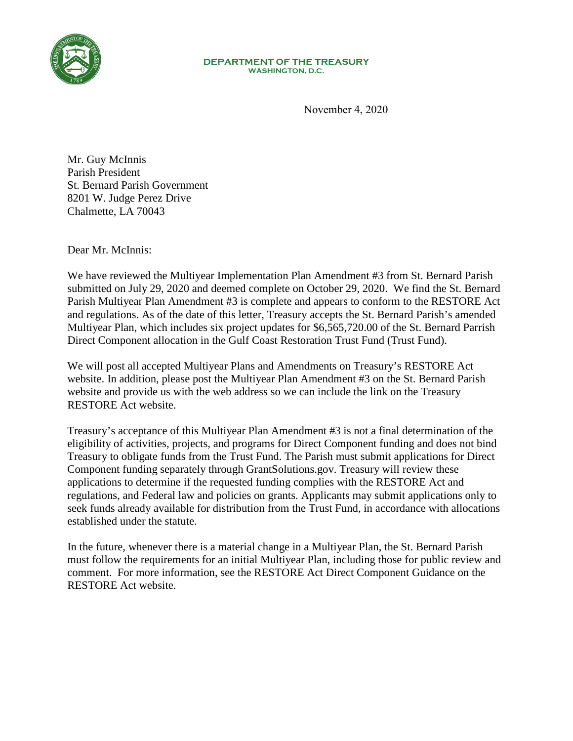**DEPARTMENT OF THE TREASURY**
**WASHINGTON, D.C.**

November 4, 2020

Mr. Guy McInnis
Parish President
St. Bernard Parish Government
8201 W. Judge Perez Drive
Chalmette, LA 70043

Dear Mr. McInnis:

We have reviewed the Multiyear Implementation Plan Amendment #3 from St. Bernard Parish submitted on July 29, 2020 and deemed complete on October 29, 2020. We find the St. Bernard Parish Multiyear Plan Amendment #3 is complete and appears to conform to the RESTORE Act and regulations. As of the date of this letter, Treasury accepts the St. Bernard Parish's amended Multiyear Plan, which includes six project updates for $6,565,720.00 of the St. Bernard Parrish Direct Component allocation in the Gulf Coast Restoration Trust Fund (Trust Fund).

We will post all accepted Multiyear Plans and Amendments on Treasury's RESTORE Act website. In addition, please post the Multiyear Plan Amendment #3 on the St. Bernard Parish website and provide us with the web address so we can include the link on the Treasury RESTORE Act website.

Treasury's acceptance of this Multiyear Plan Amendment #3 is not a final determination of the eligibility of activities, projects, and programs for Direct Component funding and does not bind Treasury to obligate funds from the Trust Fund. The Parish must submit applications for Direct Component funding separately through GrantSolutions.gov. Treasury will review these applications to determine if the requested funding complies with the RESTORE Act and regulations, and Federal law and policies on grants. Applicants may submit applications only to seek funds already available for distribution from the Trust Fund, in accordance with allocations established under the statute.

In the future, whenever there is a material change in a Multiyear Plan, the St. Bernard Parish must follow the requirements for an initial Multiyear Plan, including those for public review and comment. For more information, see the RESTORE Act Direct Component Guidance on the RESTORE Act website.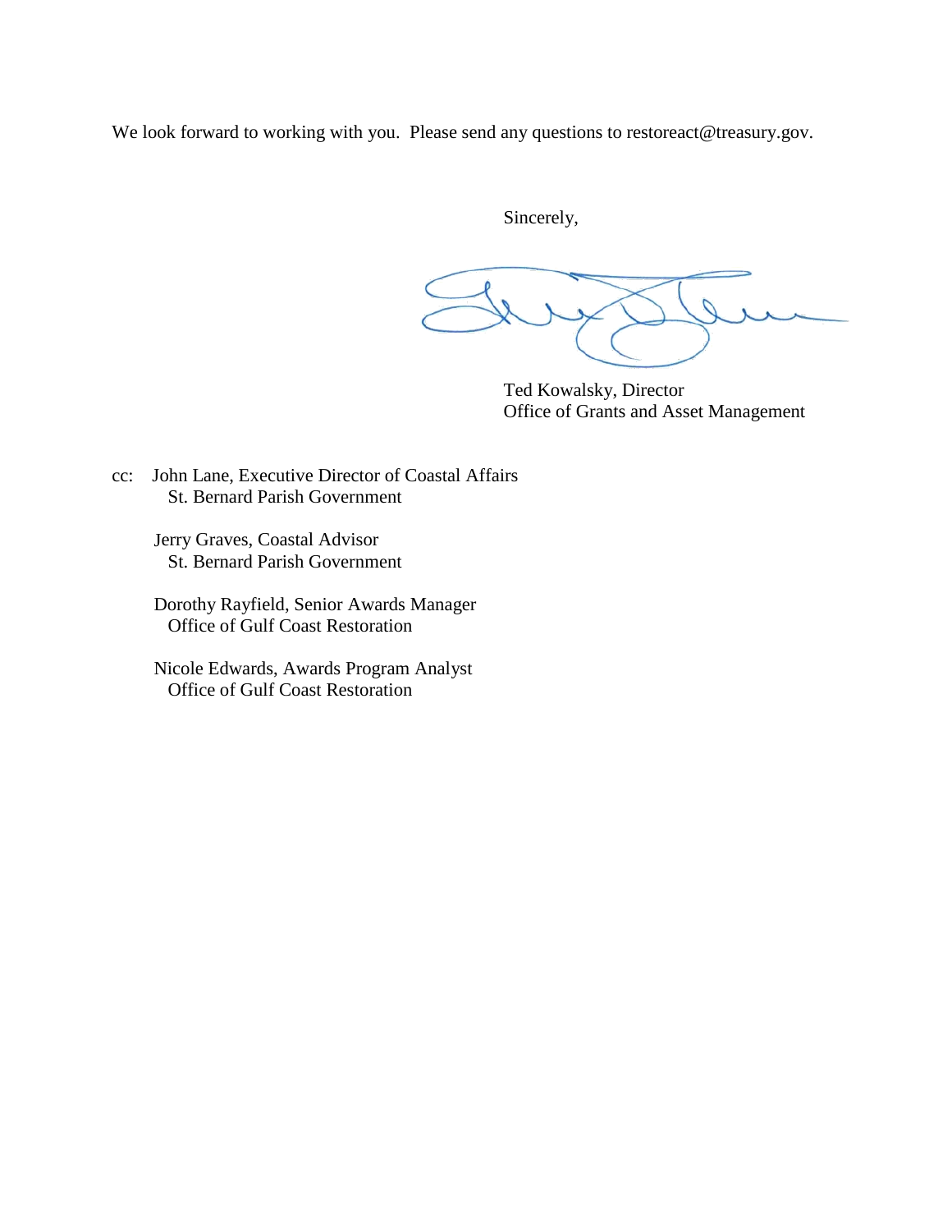We look forward to working with you. Please send any questions to restoreact@treasury.gov.

Sincerely,

Ted Kowalsky, Director
Office of Grants and Asset Management

cc: John Lane, Executive Director of Coastal Affairs
St. Bernard Parish Government

Jerry Graves, Coastal Advisor
St. Bernard Parish Government

Dorothy Rayfield, Senior Awards Manager
Office of Gulf Coast Restoration

Nicole Edwards, Awards Program Analyst
Office of Gulf Coast Restoration